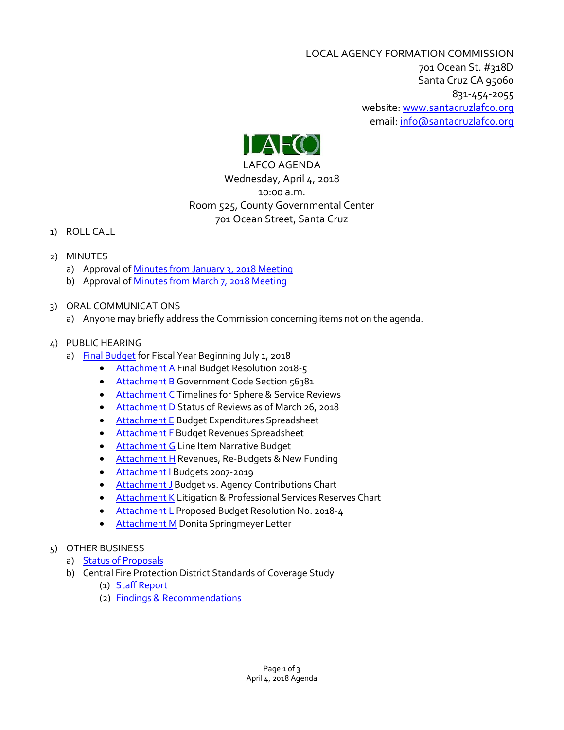LOCAL AGENCY FORMATION COMMISSION
701 Ocean St. #318D
Santa Cruz CA 95060
831-454-2055
website: www.santacruzlafco.org
email: info@santacruzlafco.org

LAFCO

# LAFCO AGENDA

Wednesday, April 4, 2018
10:00 a.m.
Room 525, County Governmental Center
701 Ocean Street, Santa Cruz

1) ROLL CALL

2) MINUTES
   a) Approval of Minutes from January 3, 2018 Meeting
   b) Approval of Minutes from March 7, 2018 Meeting

3) ORAL COMMUNICATIONS
   a) Anyone may briefly address the Commission concerning items not on the agenda.

4) PUBLIC HEARING
   a) Final Budget for Fiscal Year Beginning July 1, 2018
      - Attachment A Final Budget Resolution 2018-5
      - Attachment B Government Code Section 56381
      - Attachment C Timelines for Sphere & Service Reviews
      - Attachment D Status of Reviews as of March 26, 2018
      - Attachment E Budget Expenditures Spreadsheet
      - Attachment F Budget Revenues Spreadsheet
      - Attachment G Line Item Narrative Budget
      - Attachment H Revenues, Re-Budgets & New Funding
      - Attachment I Budgets 2007-2019
      - Attachment J Budget vs. Agency Contributions Chart
      - Attachment K Litigation & Professional Services Reserves Chart
      - Attachment L Proposed Budget Resolution No. 2018-4
      - Attachment M Donita Springmeyer Letter

5) OTHER BUSINESS
   a) Status of Proposals
   b) Central Fire Protection District Standards of Coverage Study
      (1) Staff Report
      (2) Findings & Recommendations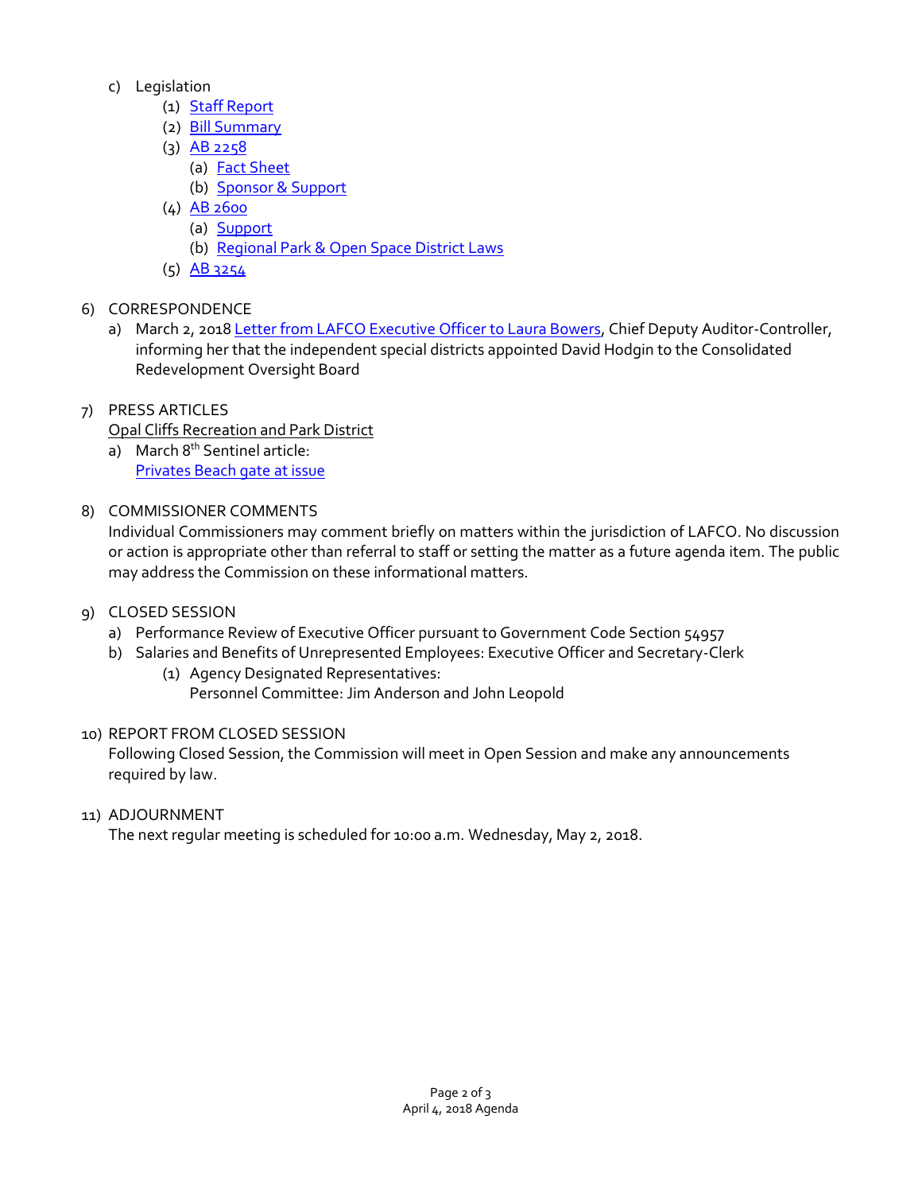c) Legislation
   1. Staff Report
   2. Bill Summary
   3. AB 2258
      a. Fact Sheet
      b. Sponsor & Support
   4. AB 2600
      a. Support
      b. Regional Park & Open Space District Laws
   5. AB 3254

6) CORRESPONDENCE
   a) March 2, 2018 Letter from LAFCO Executive Officer to Laura Bowers, Chief Deputy Auditor-Controller, informing her that the independent special districts appointed David Hodgin to the Consolidated Redevelopment Oversight Board

7) PRESS ARTICLES
   Opal Cliffs Recreation and Park District
   a) March 8th Sentinel article:
      Privates Beach gate at issue

8) COMMISSIONER COMMENTS
   Individual Commissioners may comment briefly on matters within the jurisdiction of LAFCO. No discussion or action is appropriate other than referral to staff or setting the matter as a future agenda item. The public may address the Commission on these informational matters.

9) CLOSED SESSION
   a) Performance Review of Executive Officer pursuant to Government Code Section 54957
   b) Salaries and Benefits of Unrepresented Employees: Executive Officer and Secretary-Clerk
      1. Agency Designated Representatives:
         Personnel Committee: Jim Anderson and John Leopold

10) REPORT FROM CLOSED SESSION
    Following Closed Session, the Commission will meet in Open Session and make any announcements required by law.

11) ADJOURNMENT
    The next regular meeting is scheduled for 10:00 a.m. Wednesday, May 2, 2018.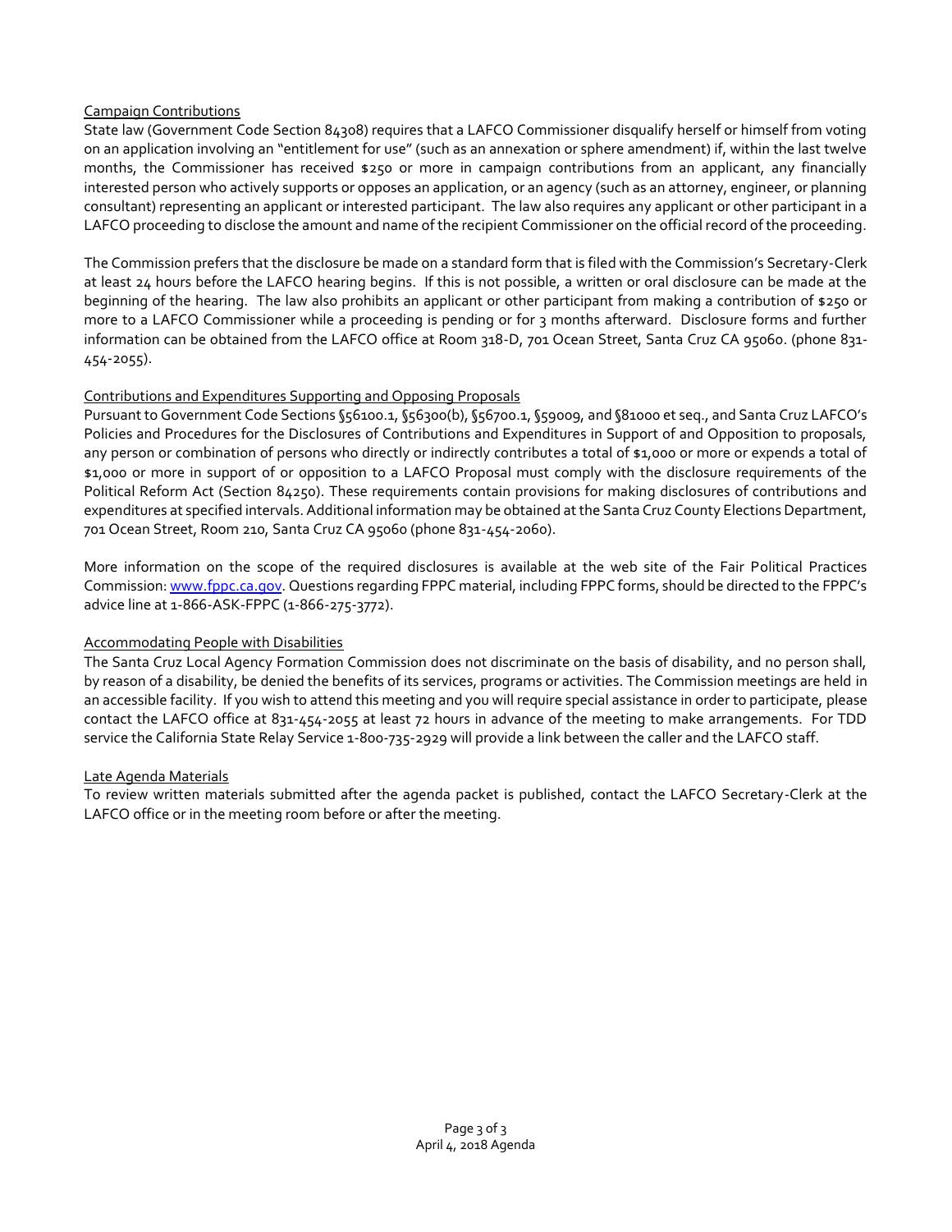Campaign Contributions

State law (Government Code Section 84308) requires that a LAFCO Commissioner disqualify herself or himself from voting on an application involving an "entitlement for use" (such as an annexation or sphere amendment) if, within the last twelve months, the Commissioner has received $250 or more in campaign contributions from an applicant, any financially interested person who actively supports or opposes an application, or an agency (such as an attorney, engineer, or planning consultant) representing an applicant or interested participant. The law also requires any applicant or other participant in a LAFCO proceeding to disclose the amount and name of the recipient Commissioner on the official record of the proceeding.

The Commission prefers that the disclosure be made on a standard form that is filed with the Commission's Secretary-Clerk at least 24 hours before the LAFCO hearing begins. If this is not possible, a written or oral disclosure can be made at the beginning of the hearing. The law also prohibits an applicant or other participant from making a contribution of $250 or more to a LAFCO Commissioner while a proceeding is pending or for 3 months afterward. Disclosure forms and further information can be obtained from the LAFCO office at Room 318-D, 701 Ocean Street, Santa Cruz CA 95060. (phone 831-454-2055).

Contributions and Expenditures Supporting and Opposing Proposals

Pursuant to Government Code Sections §56100.1, §56300(b), §56700.1, §59009, and §81000 et seq., and Santa Cruz LAFCO's Policies and Procedures for the Disclosures of Contributions and Expenditures in Support of and Opposition to proposals, any person or combination of persons who directly or indirectly contributes a total of $1,000 or more or expends a total of $1,000 or more in support of or opposition to a LAFCO Proposal must comply with the disclosure requirements of the Political Reform Act (Section 84250). These requirements contain provisions for making disclosures of contributions and expenditures at specified intervals. Additional information may be obtained at the Santa Cruz County Elections Department, 701 Ocean Street, Room 210, Santa Cruz CA 95060 (phone 831-454-2060).

More information on the scope of the required disclosures is available at the web site of the Fair Political Practices Commission: www.fppc.ca.gov. Questions regarding FPPC material, including FPPC forms, should be directed to the FPPC's advice line at 1-866-ASK-FPPC (1-866-275-3772).

Accommodating People with Disabilities

The Santa Cruz Local Agency Formation Commission does not discriminate on the basis of disability, and no person shall, by reason of a disability, be denied the benefits of its services, programs or activities. The Commission meetings are held in an accessible facility. If you wish to attend this meeting and you will require special assistance in order to participate, please contact the LAFCO office at 831-454-2055 at least 72 hours in advance of the meeting to make arrangements. For TDD service the California State Relay Service 1-800-735-2929 will provide a link between the caller and the LAFCO staff.

Late Agenda Materials

To review written materials submitted after the agenda packet is published, contact the LAFCO Secretary-Clerk at the LAFCO office or in the meeting room before or after the meeting.